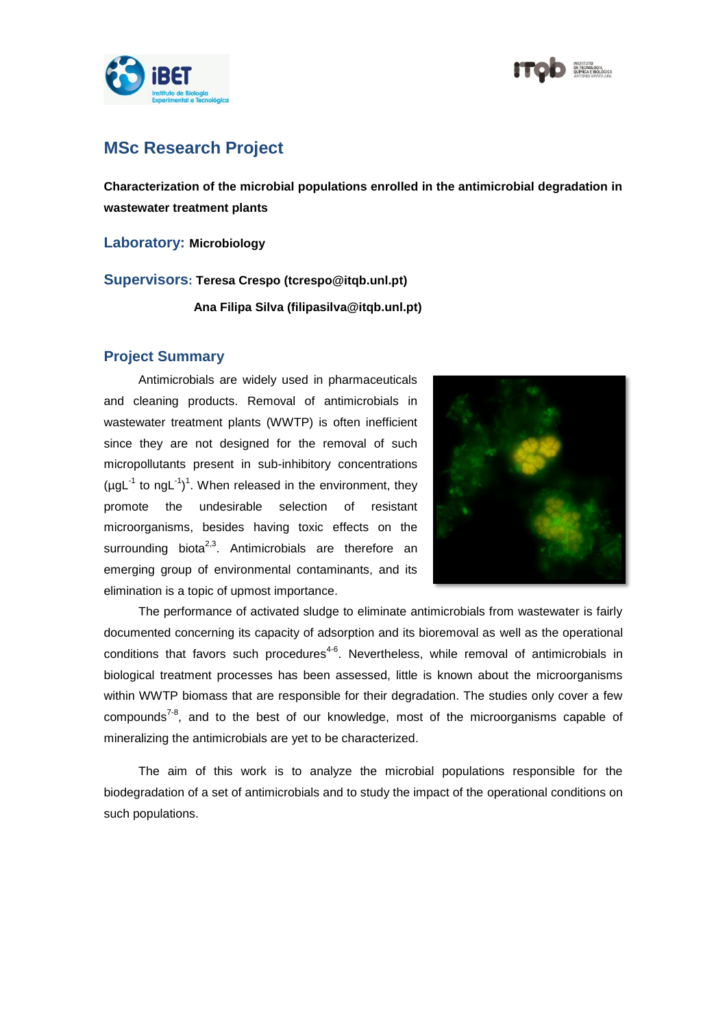# MSc Research Project

**Characterization of the microbial populations enrolled in the antimicrobial degradation in wastewater treatment plants**

**Laboratory:** **Microbiology**

**Supervisors:** **Teresa Crespo (tcrespo@itqb.unl.pt)**

**Ana Filipa Silva (filipasilva@itqb.unl.pt)**

## Project Summary

Antimicrobials are widely used in pharmaceuticals and cleaning products. Removal of antimicrobials in wastewater treatment plants (WWTP) is often inefficient since they are not designed for the removal of such micropollutants present in sub-inhibitory concentrations ($\mu gL^{-1}$ to $ngL^{-1}$)[1]. When released in the environment, they promote the undesirable selection of resistant microorganisms, besides having toxic effects on the surrounding biota[2,3]. Antimicrobials are therefore an emerging group of environmental contaminants, and its elimination is a topic of upmost importance.

The performance of activated sludge to eliminate antimicrobials from wastewater is fairly documented concerning its capacity of adsorption and its bioremoval as well as the operational conditions that favors such procedures[4-6]. Nevertheless, while removal of antimicrobials in biological treatment processes has been assessed, little is known about the microorganisms within WWTP biomass that are responsible for their degradation. The studies only cover a few compounds[7-8], and to the best of our knowledge, most of the microorganisms capable of mineralizing the antimicrobials are yet to be characterized.

The aim of this work is to analyze the microbial populations responsible for the biodegradation of a set of antimicrobials and to study the impact of the operational conditions on such populations.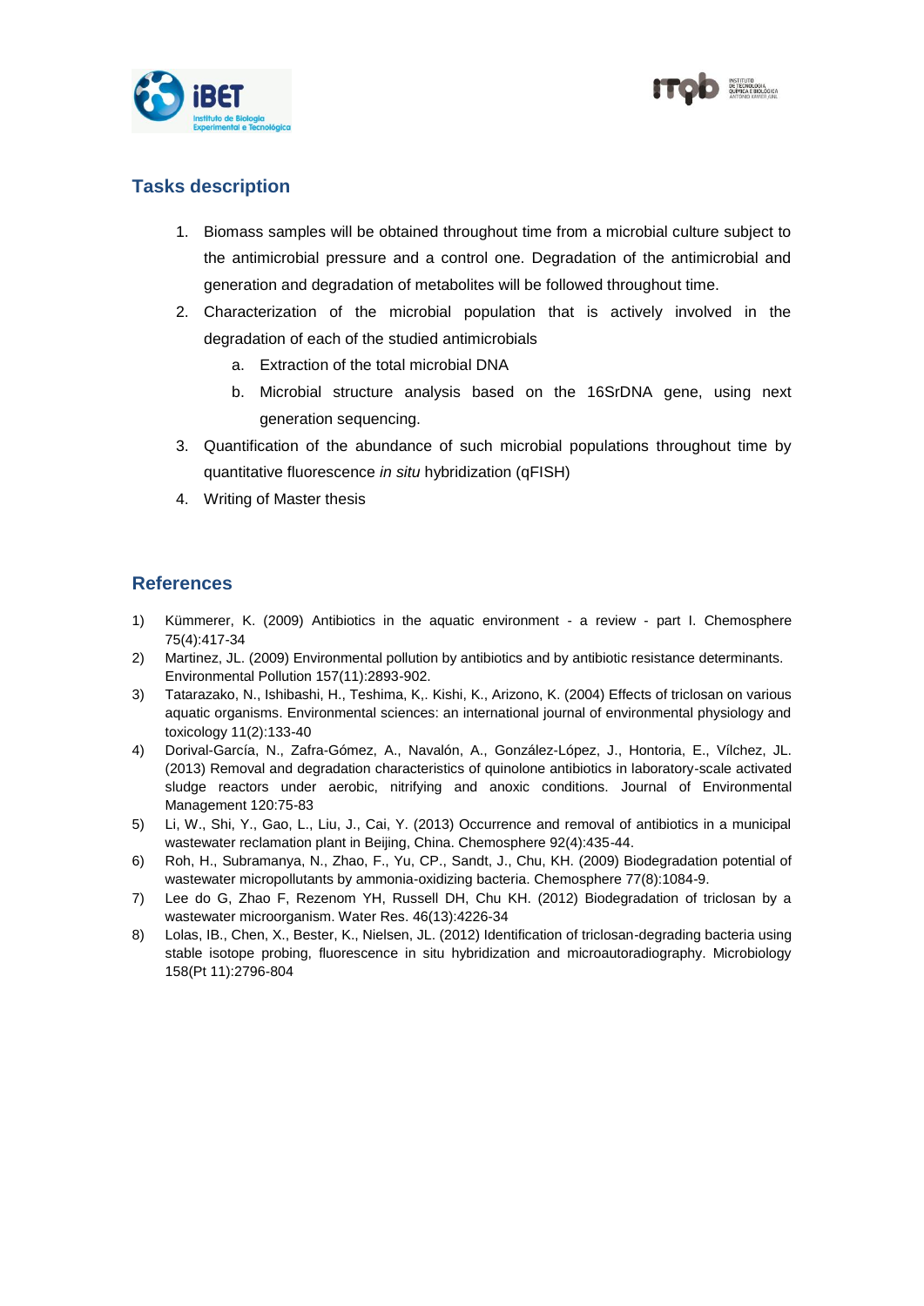## Tasks description

1. Biomass samples will be obtained throughout time from a microbial culture subject to the antimicrobial pressure and a control one. Degradation of the antimicrobial and generation and degradation of metabolites will be followed throughout time.
2. Characterization of the microbial population that is actively involved in the degradation of each of the studied antimicrobials
   a. Extraction of the total microbial DNA
   b. Microbial structure analysis based on the 16SrDNA gene, using next generation sequencing.
3. Quantification of the abundance of such microbial populations throughout time by quantitative fluorescence *in situ* hybridization (qFISH)
4. Writing of Master thesis

## References

1) Kümmerer, K. (2009) Antibiotics in the aquatic environment - a review - part I. Chemosphere 75(4):417-34
2) Martinez, JL. (2009) Environmental pollution by antibiotics and by antibiotic resistance determinants. Environmental Pollution 157(11):2893-902.
3) Tatarazako, N., Ishibashi, H., Teshima, K,. Kishi, K., Arizono, K. (2004) Effects of triclosan on various aquatic organisms. Environmental sciences: an international journal of environmental physiology and toxicology 11(2):133-40
4) Dorival-García, N., Zafra-Gómez, A., Navalón, A., González-López, J., Hontoria, E., Vílchez, JL. (2013) Removal and degradation characteristics of quinolone antibiotics in laboratory-scale activated sludge reactors under aerobic, nitrifying and anoxic conditions. Journal of Environmental Management 120:75-83
5) Li, W., Shi, Y., Gao, L., Liu, J., Cai, Y. (2013) Occurrence and removal of antibiotics in a municipal wastewater reclamation plant in Beijing, China. Chemosphere 92(4):435-44.
6) Roh, H., Subramanya, N., Zhao, F., Yu, CP., Sandt, J., Chu, KH. (2009) Biodegradation potential of wastewater micropollutants by ammonia-oxidizing bacteria. Chemosphere 77(8):1084-9.
7) Lee do G, Zhao F, Rezenom YH, Russell DH, Chu KH. (2012) Biodegradation of triclosan by a wastewater microorganism. Water Res. 46(13):4226-34
8) Lolas, IB., Chen, X., Bester, K., Nielsen, JL. (2012) Identification of triclosan-degrading bacteria using stable isotope probing, fluorescence in situ hybridization and microautoradiography. Microbiology 158(Pt 11):2796-804